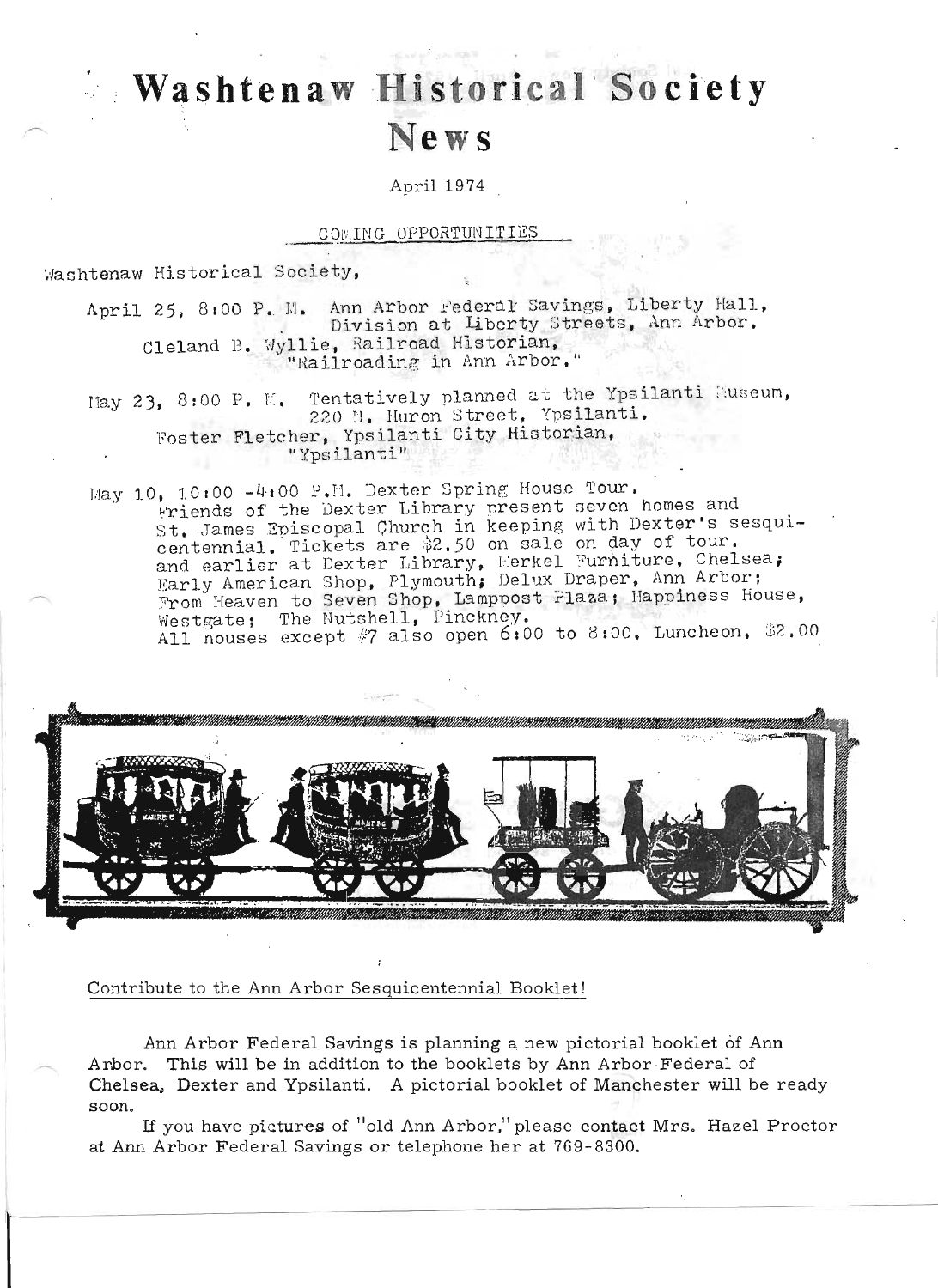# Washtenaw Historical Society News

April 1974

COMING OPPORTUNITIES

Washtenaw Historical Society,

April 25, 8:00 P. M. Ann Arbor Federal Savings, Liberty Hall, Division at Liberty Streets, Ann Arbor.
Cleland B. Wyllie, Railroad Historian, "Railroading in Ann Arbor."

May 23, 8:00 P. M. Tentatively planned at the Ypsilanti Museum, 220 N. Huron Street, Ypsilanti.
Foster Fletcher, Ypsilanti City Historian, "Ypsilanti"

May 10, 10:00 -4:00 P.M. Dexter Spring House Tour. Friends of the Dexter Library present seven homes and St. James Episcopal Church in keeping with Dexter's sesquicentennial. Tickets are $2.50 on sale on day of tour. and earlier at Dexter Library, Merkel Furniture, Chelsea; Early American Shop, Plymouth; Delux Draper, Ann Arbor; From Heaven to Seven Shop, Lamppost Plaza; Happiness House, Westgate; The Nutshell, Pinckney.
All houses except #7 also open 6:00 to 8:00. Luncheon, $2.00

Contribute to the Ann Arbor Sesquicentennial Booklet!

Ann Arbor Federal Savings is planning a new pictorial booklet of Ann Arbor. This will be in addition to the booklets by Ann Arbor Federal of Chelsea, Dexter and Ypsilanti. A pictorial booklet of Manchester will be ready soon.

If you have pictures of "old Ann Arbor," please contact Mrs. Hazel Proctor at Ann Arbor Federal Savings or telephone her at 769-8300.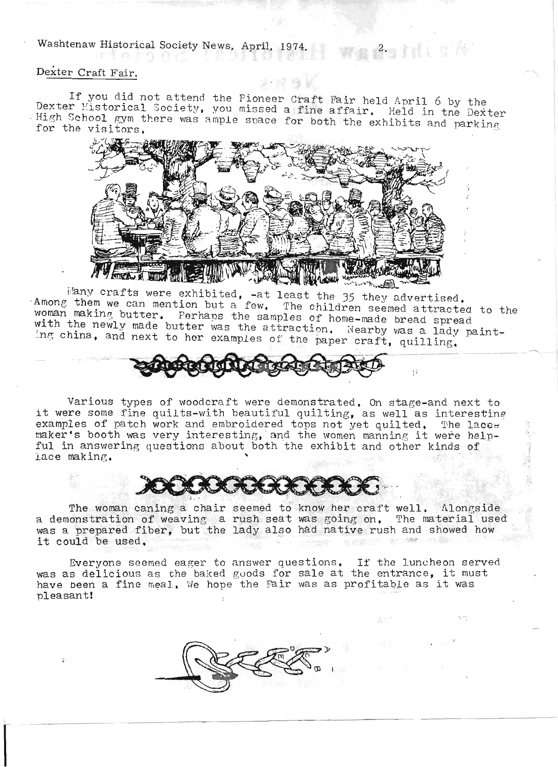## Dexter Craft Fair.

If you did not attend the Pioneer Craft Fair held April 6 by the Dexter Historical Society, you missed a fine affair. Held in the Dexter High School gym there was ample space for both the exhibits and parking for the visitors.

Many crafts were exhibited, -at least the 35 they advertised. Among them we can mention but a few. The children seemed attracted to the woman making butter. Perhaps the samples of home-made bread spread with the newly made butter was the attraction. Nearby was a lady painting china, and next to her examples of the paper craft, quilling.

Various types of woodcraft were demonstrated. On stage-and next to it were some fine quilts-with beautiful quilting, as well as interesting examples of patch work and embroidered tops not yet quilted. The lace-maker's booth was very interesting, and the women manning it were helpful in answering questions about both the exhibit and other kinds of lace making.

The woman caning a chair seemed to know her craft well. Alongside a demonstration of weaving a rush seat was going on. The material used was a prepared fiber, but the lady also had native rush and showed how it could be used.

Everyone seemed eager to answer questions. If the luncheon served was as delicious as the baked goods for sale at the entrance, it must have been a fine meal. We hope the Fair was as profitable as it was pleasant!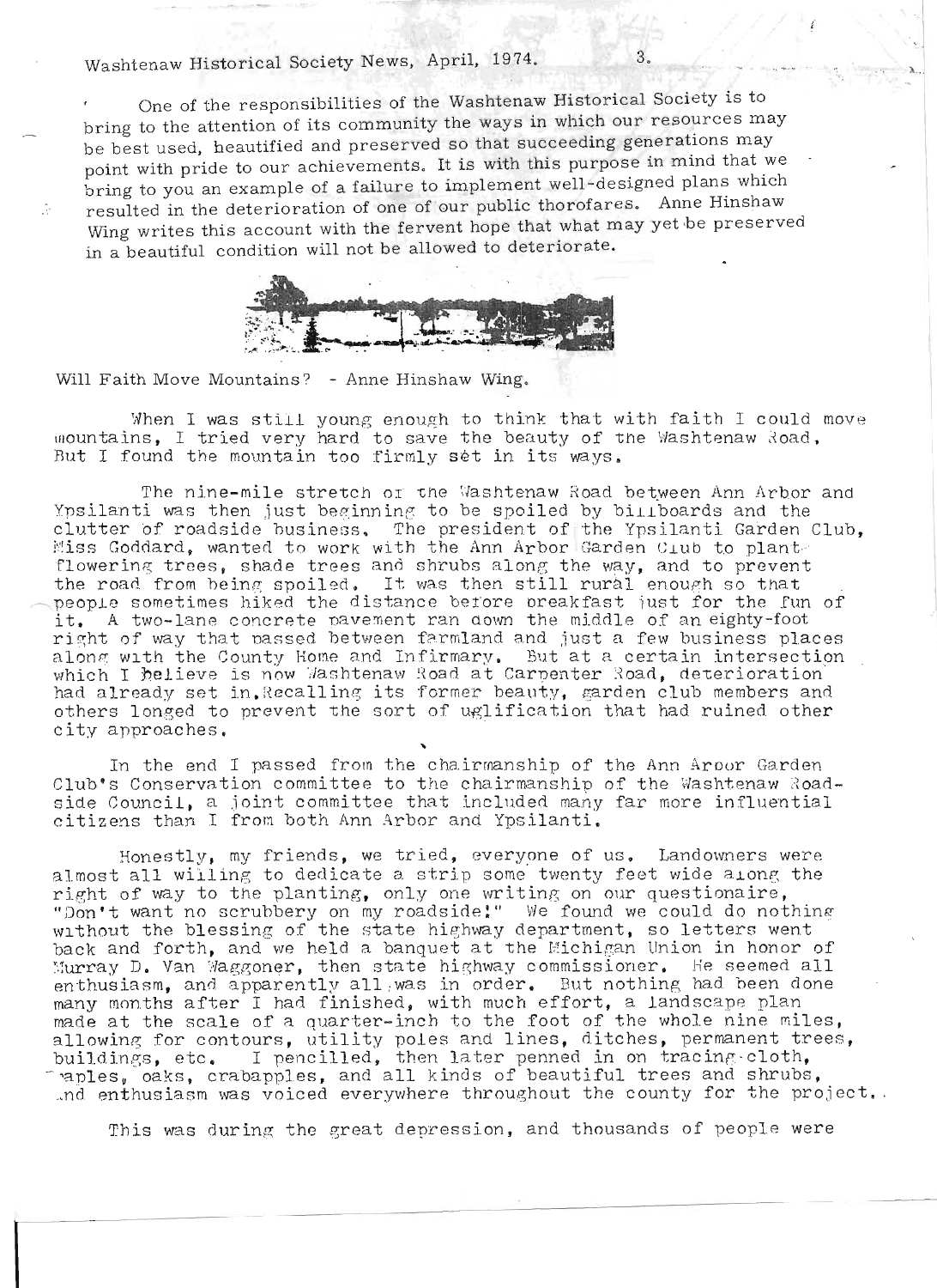One of the responsibilities of the Washtenaw Historical Society is to bring to the attention of its community the ways in which our resources may be best used, beautified and preserved so that succeeding generations may point with pride to our achievements. It is with this purpose in mind that we bring to you an example of a failure to implement well-designed plans which resulted in the deterioration of one of our public thorofares. Anne Hinshaw Wing writes this account with the fervent hope that what may yet be preserved in a beautiful condition will not be allowed to deteriorate.

Will Faith Move Mountains? - Anne Hinshaw Wing.

When I was still young enough to think that with faith I could move mountains, I tried very hard to save the beauty of the Washtenaw Road. But I found the mountain too firmly set in its ways.

The nine-mile stretch of the Washtenaw Road between Ann Arbor and Ypsilanti was then just beginning to be spoiled by billboards and the clutter of roadside business. The president of the Ypsilanti Garden Club, Miss Goddard, wanted to work with the Ann Arbor Garden Club to plant flowering trees, shade trees and shrubs along the way, and to prevent the road from being spoiled. It was then still rural enough so that people sometimes hiked the distance before breakfast just for the fun of it. A two-lane concrete pavement ran down the middle of an eighty-foot right of way that passed between farmland and just a few business places along with the County Home and Infirmary. But at a certain intersection which I believe is now Washtenaw Road at Carpenter Road, deterioration had already set in. Recalling its former beauty, garden club members and others longed to prevent the sort of uglification that had ruined other city approaches.

In the end I passed from the chairmanship of the Ann Arbor Garden Club's Conservation committee to the chairmanship of the Washtenaw Roadside Council, a joint committee that included many far more influential citizens than I from both Ann Arbor and Ypsilanti.

Honestly, my friends, we tried, everyone of us. Landowners were almost all willing to dedicate a strip some twenty feet wide along the right of way to the planting, only one writing on our questionaire, "Don't want no scrubbery on my roadside!" We found we could do nothing without the blessing of the state highway department, so letters went back and forth, and we held a banquet at the Michigan Union in honor of Murray D. Van Waggoner, then state highway commissioner. He seemed all enthusiasm, and apparently all was in order. But nothing had been done many months after I had finished, with much effort, a landscape plan made at the scale of a quarter-inch to the foot of the whole nine miles, allowing for contours, utility poles and lines, ditches, permanent trees, buildings, etc. I pencilled, then later penned in on tracing-cloth, maples, oaks, crabapples, and all kinds of beautiful trees and shrubs, and enthusiasm was voiced everywhere throughout the county for the project.

This was during the great depression, and thousands of people were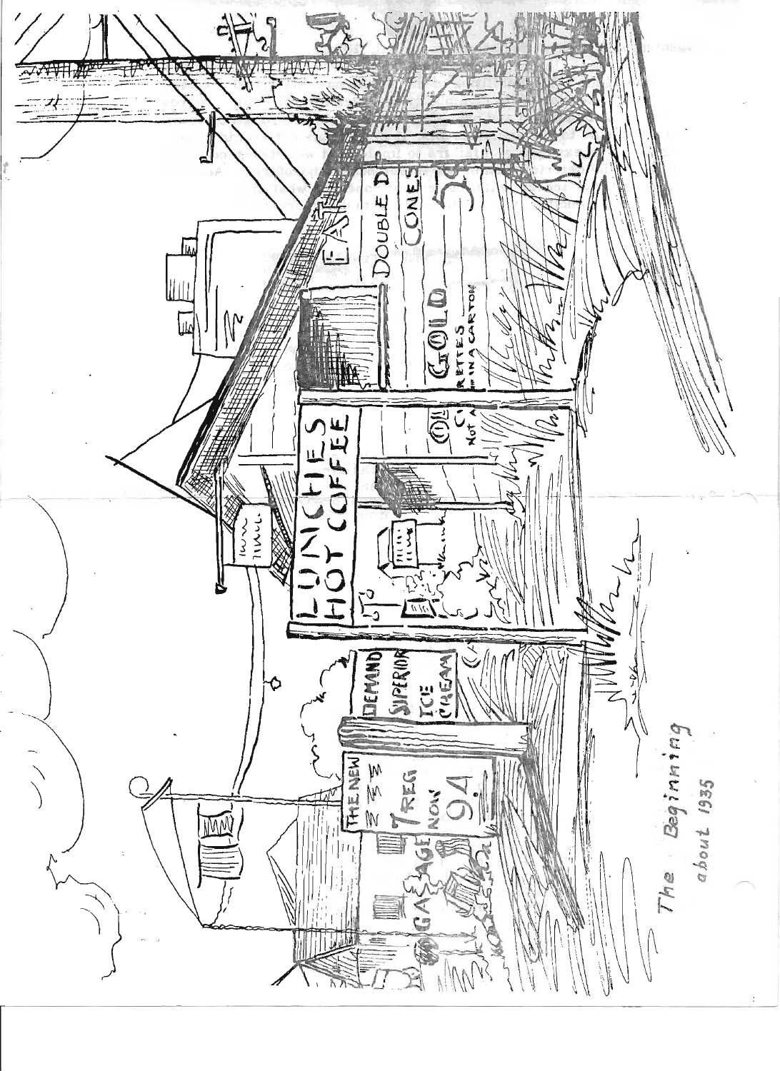The Beginning
about 1935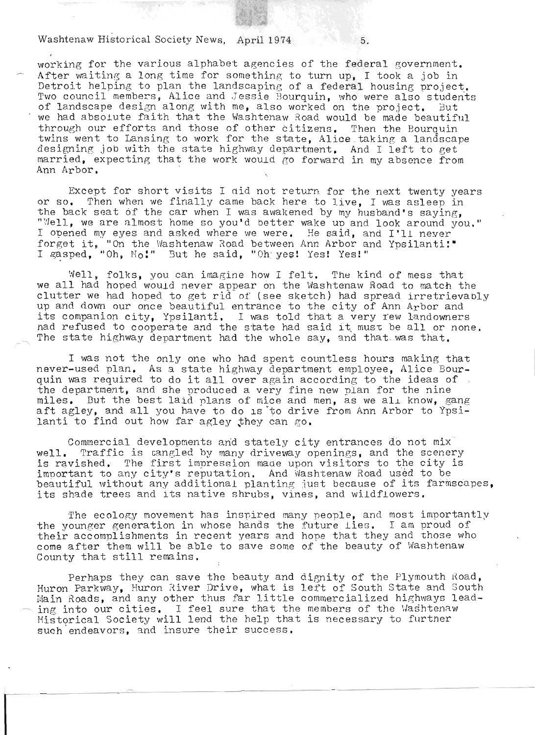working for the various alphabet agencies of the federal government. After waiting a long time for something to turn up, I took a job in Detroit helping to plan the landscaping of a federal housing project. Two council members, Alice and Jessie Bourquin, who were also students of landscape design along with me, also worked on the project. But we had absolute faith that the Washtenaw Road would be made beautiful through our efforts and those of other citizens. Then the Bourquin twins went to Lansing to work for the state, Alice taking a landscape designing job with the state highway department. And I left to get married, expecting that the work would go forward in my absence from Ann Arbor.

Except for short visits I did not return for the next twenty years or so. Then when we finally came back here to live, I was asleep in the back seat of the car when I was awakened by my husband's saying, "Well, we are almost home so you'd better wake up and look around you." I opened my eyes and asked where we were. He said, and I'll never forget it, "On the Washtenaw Road between Ann Arbor and Ypsilanti!" I gasped, "Oh, No!" But he said, "Oh yes! Yes! Yes!"

Well, folks, you can imagine how I felt. The kind of mess that we all had hoped would never appear on the Washtenaw Road to match the clutter we had hoped to get rid of (see sketch) had spread irretrievably up and down our once beautiful entrance to the city of Ann Arbor and its companion city, Ypsilanti. I was told that a very few landowners had refused to cooperate and the state had said it must be all or none. The state highway department had the whole say, and that was that.

I was not the only one who had spent countless hours making that never-used plan. As a state highway department employee, Alice Bourquin was required to do it all over again according to the ideas of the department, and she produced a very fine new plan for the nine miles. But the best laid plans of mice and men, as we all know, gang aft agley, and all you have to do is to drive from Ann Arbor to Ypsilanti to find out how far agley they can go.

Commercial developments and stately city entrances do not mix well. Traffic is tangled by many driveway openings, and the scenery is ravished. The first impression made upon visitors to the city is important to any city's reputation. And Washtenaw Road used to be beautiful without any additional planting just because of its farmscapes, its shade trees and its native shrubs, vines, and wildflowers.

The ecology movement has inspired many people, and most importantly the younger generation in whose hands the future lies. I am proud of their accomplishments in recent years and hope that they and those who come after them will be able to save some of the beauty of Washtenaw County that still remains.

Perhaps they can save the beauty and dignity of the Plymouth Road, Huron Parkway, Huron River Drive, what is left of South State and South Main Roads, and any other thus far little commercialized highways leading into our cities. I feel sure that the members of the Washtenaw Historical Society will lend the help that is necessary to further such endeavors, and insure their success.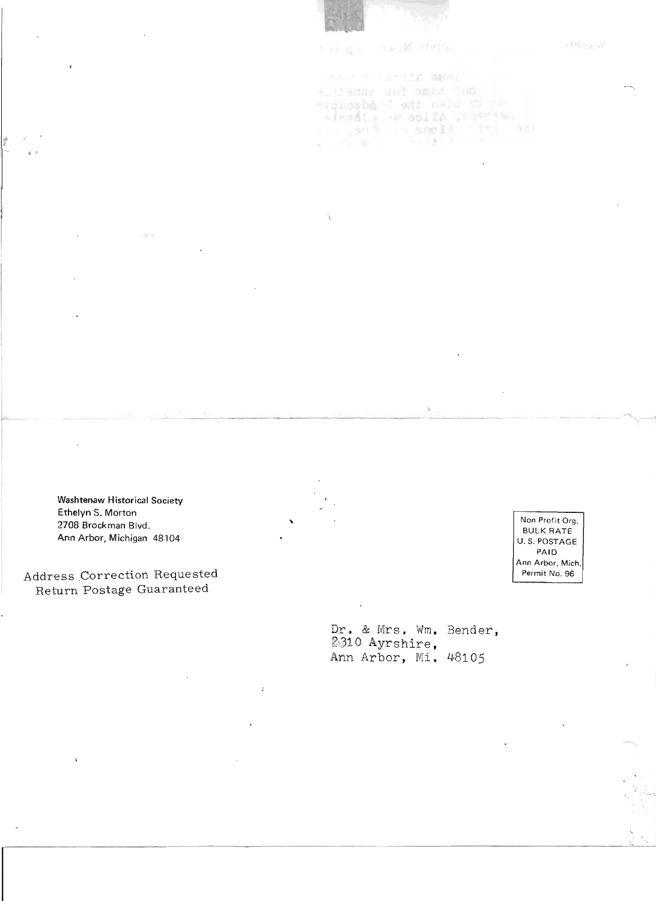Washtenaw Historical Society
Ethelyn S. Morton
2708 Brockman Blvd.
Ann Arbor, Michigan 48104

Address Correction Requested
Return Postage Guaranteed

Non Profit Org.
BULK RATE
U. S. POSTAGE
PAID
Ann Arbor, Mich.
Permit No. 96

Dr. & Mrs. Wm. Bender,
2310 Ayrshire,
Ann Arbor, Mi. 48105